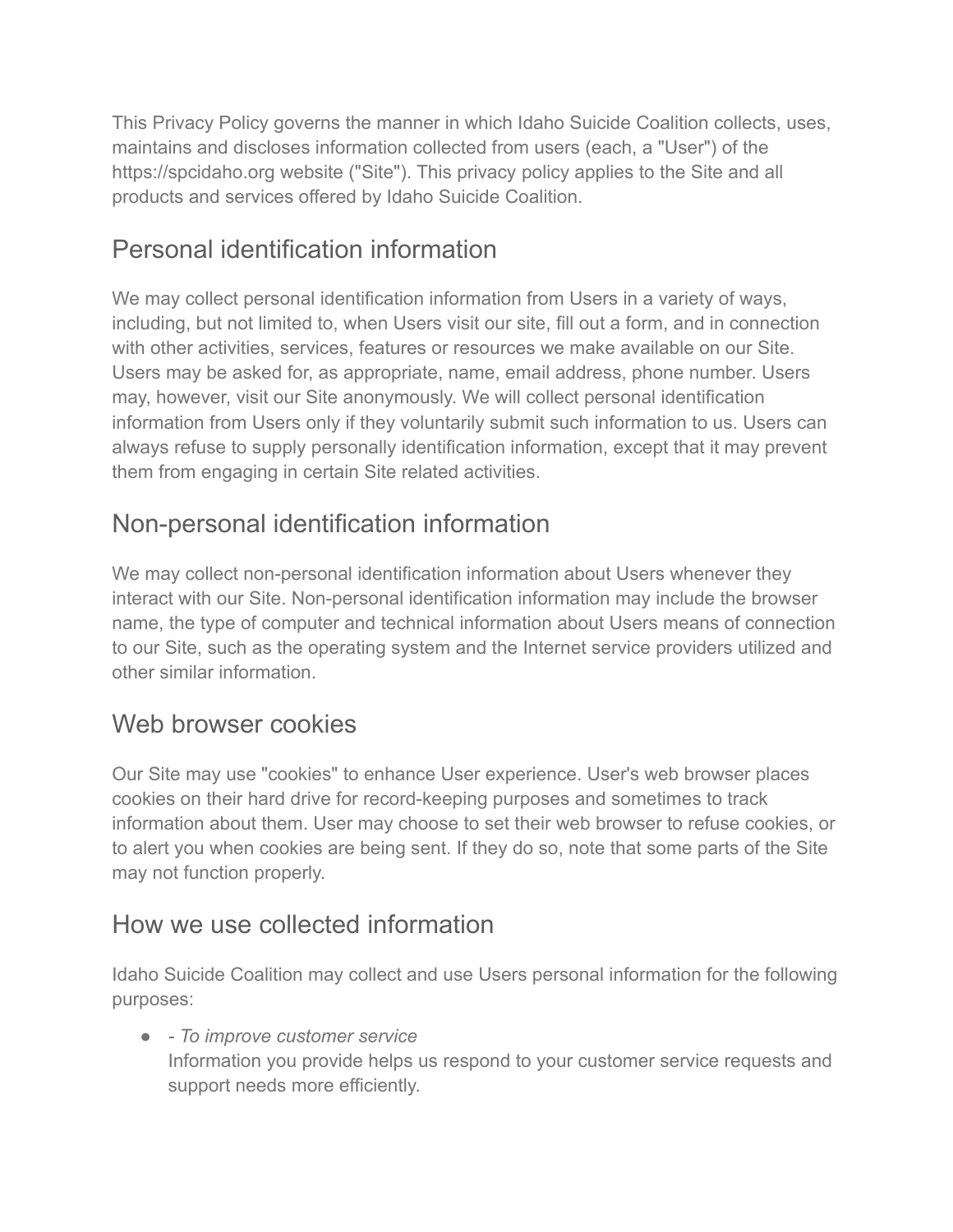This Privacy Policy governs the manner in which Idaho Suicide Coalition collects, uses, maintains and discloses information collected from users (each, a "User") of the https://spcidaho.org website ("Site"). This privacy policy applies to the Site and all products and services offered by Idaho Suicide Coalition.

## Personal identification information

We may collect personal identification information from Users in a variety of ways, including, but not limited to, when Users visit our site, fill out a form, and in connection with other activities, services, features or resources we make available on our Site. Users may be asked for, as appropriate, name, email address, phone number. Users may, however, visit our Site anonymously. We will collect personal identification information from Users only if they voluntarily submit such information to us. Users can always refuse to supply personally identification information, except that it may prevent them from engaging in certain Site related activities.

## Non-personal identification information

We may collect non-personal identification information about Users whenever they interact with our Site. Non-personal identification information may include the browser name, the type of computer and technical information about Users means of connection to our Site, such as the operating system and the Internet service providers utilized and other similar information.

## Web browser cookies

Our Site may use "cookies" to enhance User experience. User's web browser places cookies on their hard drive for record-keeping purposes and sometimes to track information about them. User may choose to set their web browser to refuse cookies, or to alert you when cookies are being sent. If they do so, note that some parts of the Site may not function properly.

## How we use collected information

Idaho Suicide Coalition may collect and use Users personal information for the following purposes:

- *- To improve customer service*
  Information you provide helps us respond to your customer service requests and support needs more efficiently.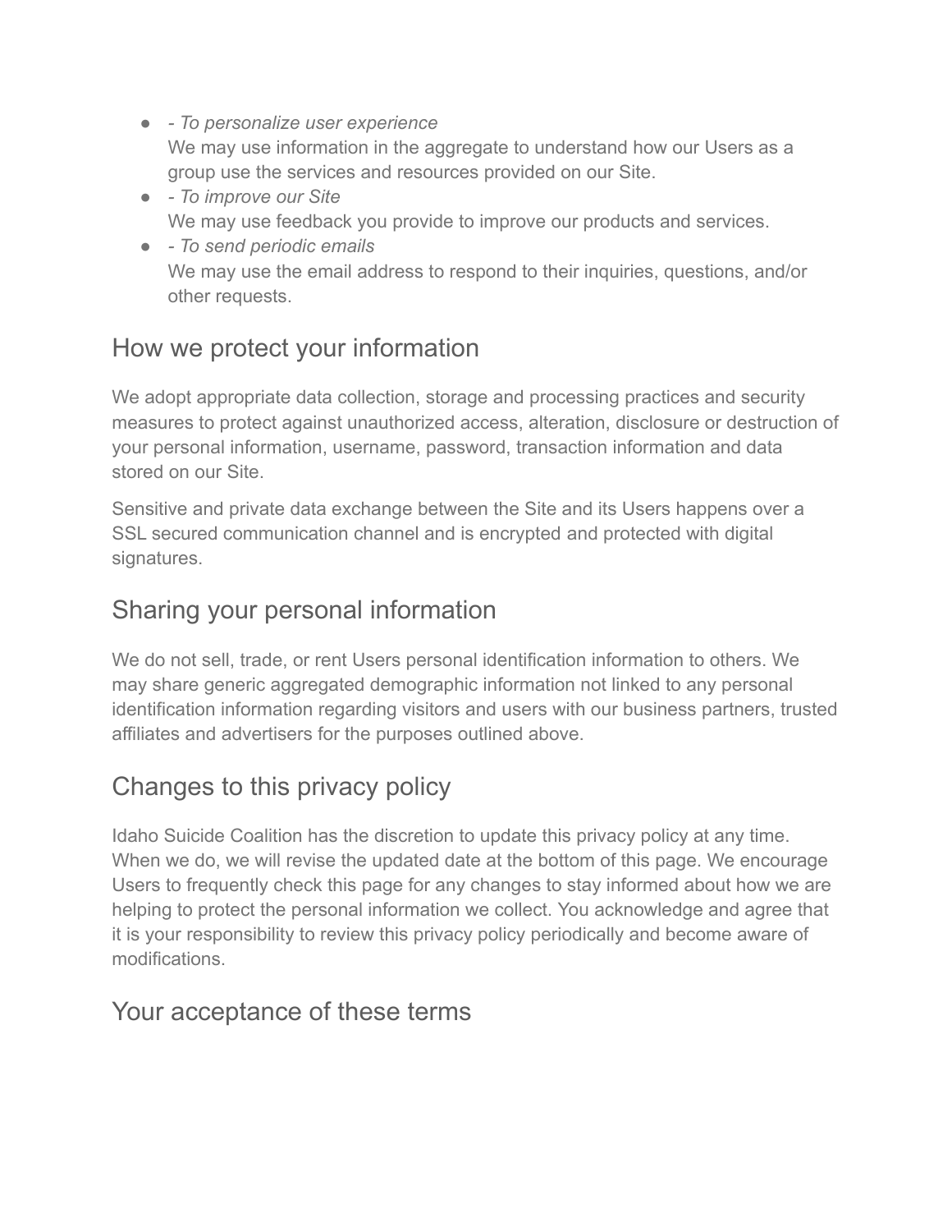- *- To personalize user experience*
  We may use information in the aggregate to understand how our Users as a group use the services and resources provided on our Site.
- *- To improve our Site*
  We may use feedback you provide to improve our products and services.
- *- To send periodic emails*
  We may use the email address to respond to their inquiries, questions, and/or other requests.

## How we protect your information

We adopt appropriate data collection, storage and processing practices and security measures to protect against unauthorized access, alteration, disclosure or destruction of your personal information, username, password, transaction information and data stored on our Site.

Sensitive and private data exchange between the Site and its Users happens over a SSL secured communication channel and is encrypted and protected with digital signatures.

## Sharing your personal information

We do not sell, trade, or rent Users personal identification information to others. We may share generic aggregated demographic information not linked to any personal identification information regarding visitors and users with our business partners, trusted affiliates and advertisers for the purposes outlined above.

## Changes to this privacy policy

Idaho Suicide Coalition has the discretion to update this privacy policy at any time. When we do, we will revise the updated date at the bottom of this page. We encourage Users to frequently check this page for any changes to stay informed about how we are helping to protect the personal information we collect. You acknowledge and agree that it is your responsibility to review this privacy policy periodically and become aware of modifications.

## Your acceptance of these terms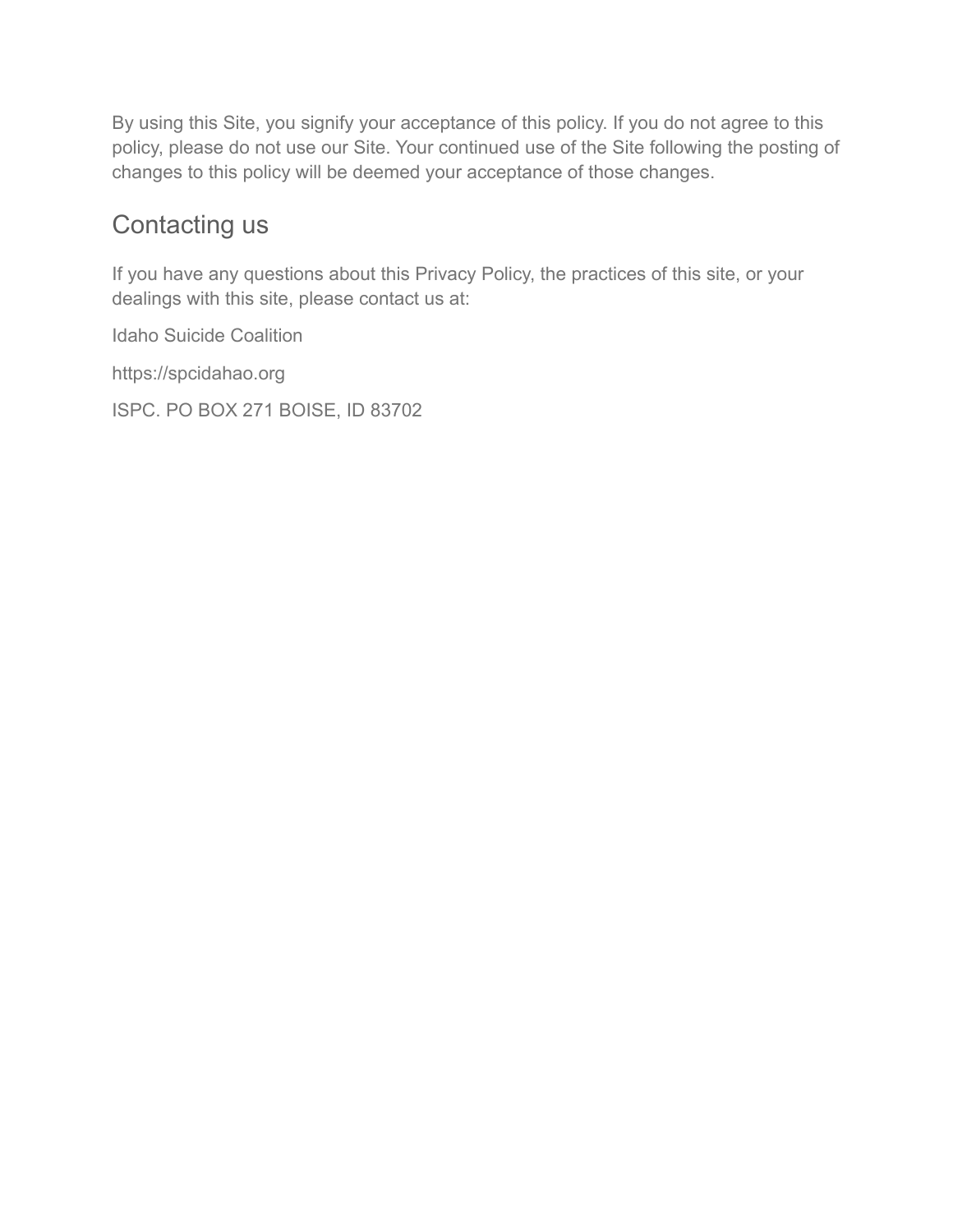By using this Site, you signify your acceptance of this policy. If you do not agree to this policy, please do not use our Site. Your continued use of the Site following the posting of changes to this policy will be deemed your acceptance of those changes.

## Contacting us

If you have any questions about this Privacy Policy, the practices of this site, or your dealings with this site, please contact us at:

Idaho Suicide Coalition

https://spcidahao.org

ISPC. PO BOX 271 BOISE, ID 83702